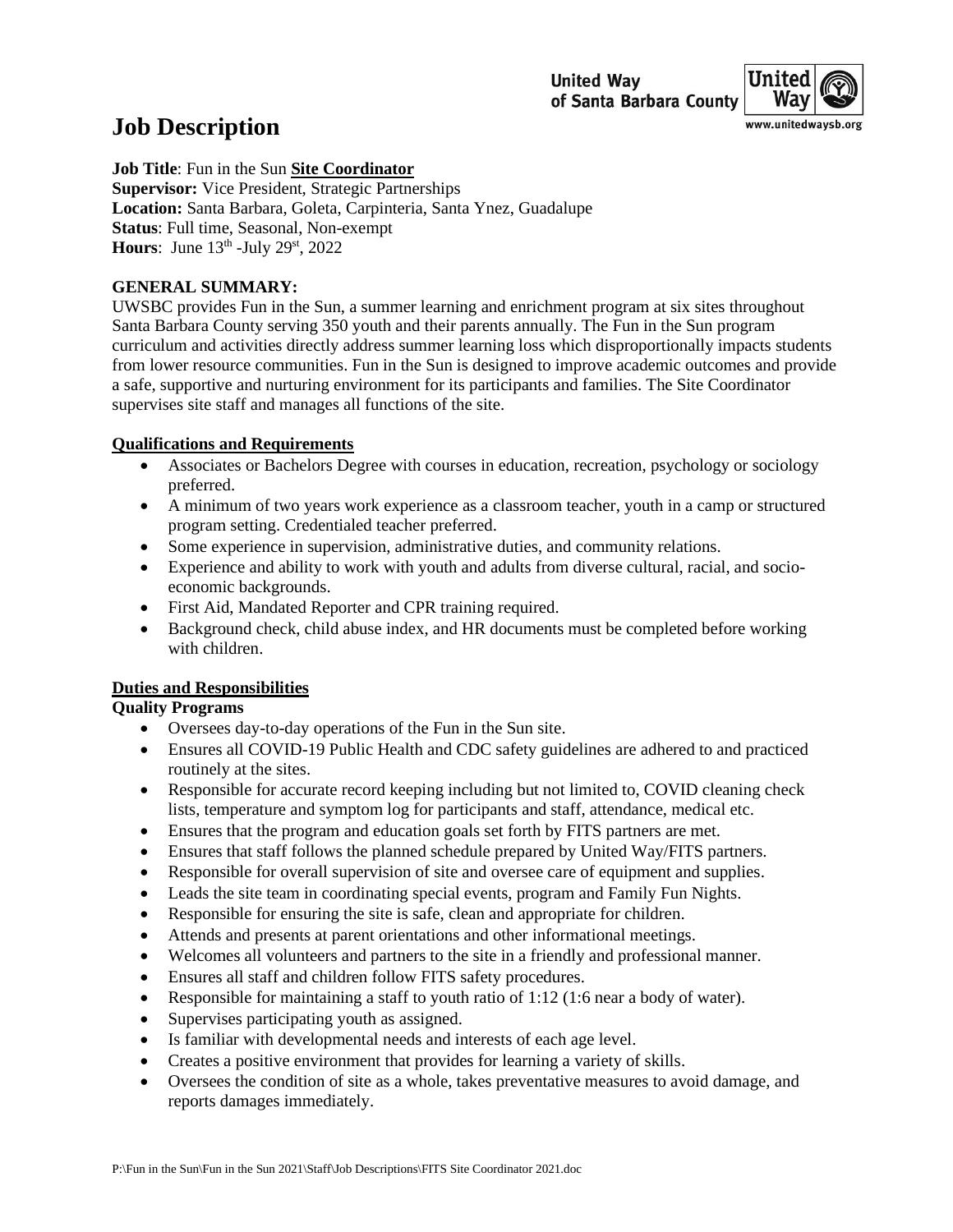United Way of Santa Barbara County

www.unitedwaysb.org

# Job Description

**Job Title**: Fun in the Sun **Site Coordinator**
**Supervisor:** Vice President, Strategic Partnerships
**Location:** Santa Barbara, Goleta, Carpinteria, Santa Ynez, Guadalupe
**Status**: Full time, Seasonal, Non-exempt
**Hours**: June 13th -July 29st, 2022

**GENERAL SUMMARY:**
UWSBC provides Fun in the Sun, a summer learning and enrichment program at six sites throughout Santa Barbara County serving 350 youth and their parents annually. The Fun in the Sun program curriculum and activities directly address summer learning loss which disproportionally impacts students from lower resource communities. Fun in the Sun is designed to improve academic outcomes and provide a safe, supportive and nurturing environment for its participants and families. The Site Coordinator supervises site staff and manages all functions of the site.

## Qualifications and Requirements

- Associates or Bachelors Degree with courses in education, recreation, psychology or sociology preferred.
- A minimum of two years work experience as a classroom teacher, youth in a camp or structured program setting. Credentialed teacher preferred.
- Some experience in supervision, administrative duties, and community relations.
- Experience and ability to work with youth and adults from diverse cultural, racial, and socio-economic backgrounds.
- First Aid, Mandated Reporter and CPR training required.
- Background check, child abuse index, and HR documents must be completed before working with children.

## Duties and Responsibilities

### Quality Programs

- Oversees day-to-day operations of the Fun in the Sun site.
- Ensures all COVID-19 Public Health and CDC safety guidelines are adhered to and practiced routinely at the sites.
- Responsible for accurate record keeping including but not limited to, COVID cleaning check lists, temperature and symptom log for participants and staff, attendance, medical etc.
- Ensures that the program and education goals set forth by FITS partners are met.
- Ensures that staff follows the planned schedule prepared by United Way/FITS partners.
- Responsible for overall supervision of site and oversee care of equipment and supplies.
- Leads the site team in coordinating special events, program and Family Fun Nights.
- Responsible for ensuring the site is safe, clean and appropriate for children.
- Attends and presents at parent orientations and other informational meetings.
- Welcomes all volunteers and partners to the site in a friendly and professional manner.
- Ensures all staff and children follow FITS safety procedures.
- Responsible for maintaining a staff to youth ratio of 1:12 (1:6 near a body of water).
- Supervises participating youth as assigned.
- Is familiar with developmental needs and interests of each age level.
- Creates a positive environment that provides for learning a variety of skills.
- Oversees the condition of site as a whole, takes preventative measures to avoid damage, and reports damages immediately.

P:\Fun in the Sun\Fun in the Sun 2021\Staff\Job Descriptions\FITS Site Coordinator 2021.doc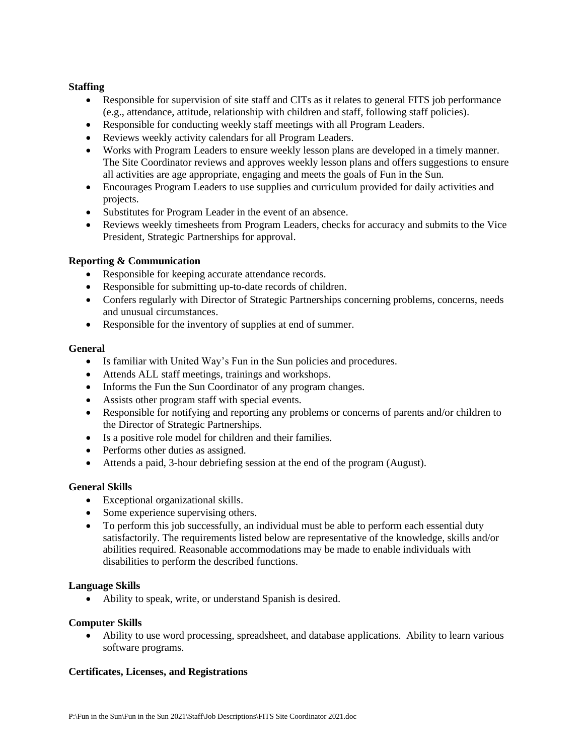**Staffing**

- Responsible for supervision of site staff and CITs as it relates to general FITS job performance (e.g., attendance, attitude, relationship with children and staff, following staff policies).
- Responsible for conducting weekly staff meetings with all Program Leaders.
- Reviews weekly activity calendars for all Program Leaders.
- Works with Program Leaders to ensure weekly lesson plans are developed in a timely manner. The Site Coordinator reviews and approves weekly lesson plans and offers suggestions to ensure all activities are age appropriate, engaging and meets the goals of Fun in the Sun.
- Encourages Program Leaders to use supplies and curriculum provided for daily activities and projects.
- Substitutes for Program Leader in the event of an absence.
- Reviews weekly timesheets from Program Leaders, checks for accuracy and submits to the Vice President, Strategic Partnerships for approval.

**Reporting & Communication**

- Responsible for keeping accurate attendance records.
- Responsible for submitting up-to-date records of children.
- Confers regularly with Director of Strategic Partnerships concerning problems, concerns, needs and unusual circumstances.
- Responsible for the inventory of supplies at end of summer.

**General**

- Is familiar with United Way's Fun in the Sun policies and procedures.
- Attends ALL staff meetings, trainings and workshops.
- Informs the Fun the Sun Coordinator of any program changes.
- Assists other program staff with special events.
- Responsible for notifying and reporting any problems or concerns of parents and/or children to the Director of Strategic Partnerships.
- Is a positive role model for children and their families.
- Performs other duties as assigned.
- Attends a paid, 3-hour debriefing session at the end of the program (August).

**General Skills**

- Exceptional organizational skills.
- Some experience supervising others.
- To perform this job successfully, an individual must be able to perform each essential duty satisfactorily. The requirements listed below are representative of the knowledge, skills and/or abilities required. Reasonable accommodations may be made to enable individuals with disabilities to perform the described functions.

**Language Skills**

- Ability to speak, write, or understand Spanish is desired.

**Computer Skills**

- Ability to use word processing, spreadsheet, and database applications. Ability to learn various software programs.

**Certificates, Licenses, and Registrations**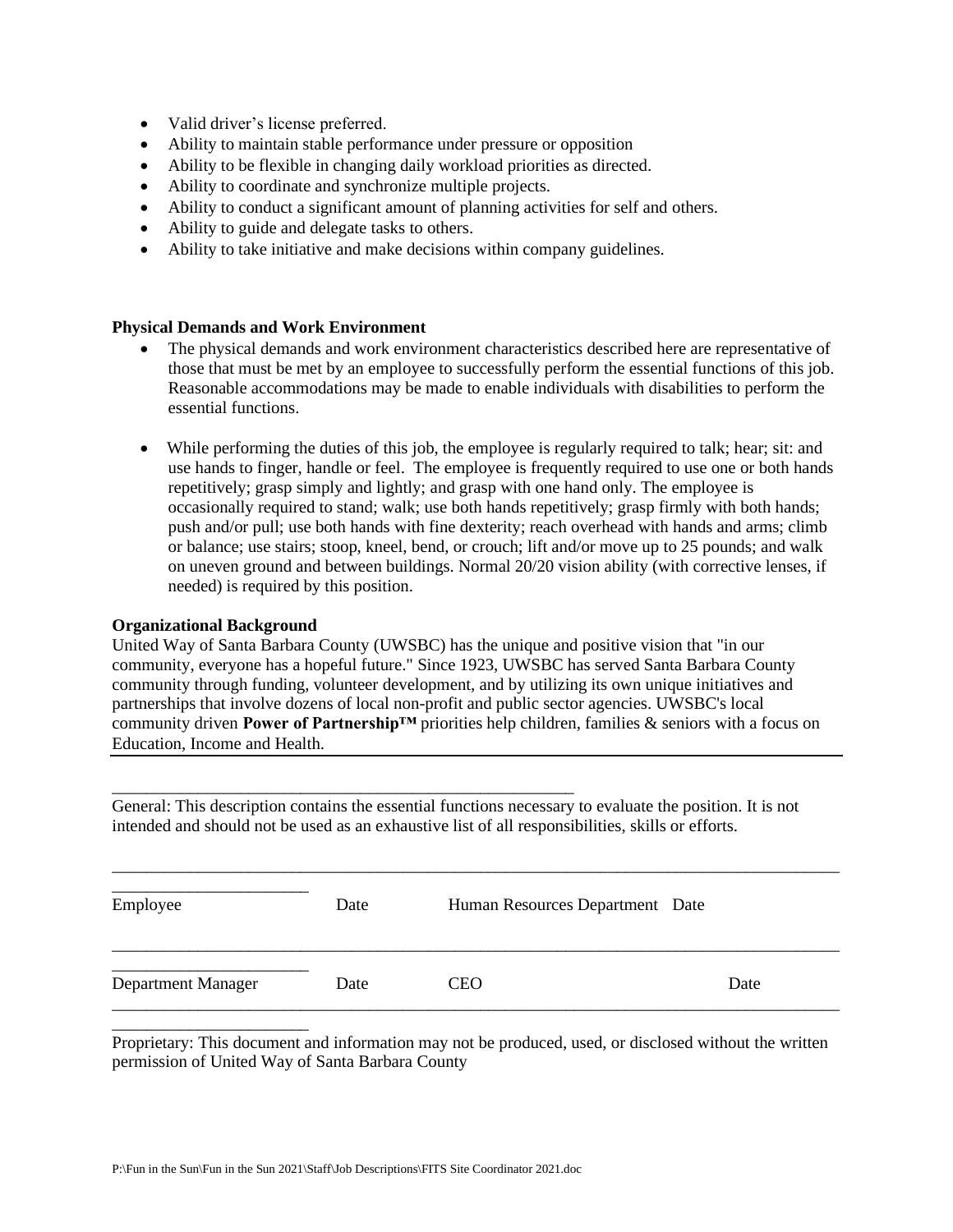- Valid driver's license preferred.
- Ability to maintain stable performance under pressure or opposition
- Ability to be flexible in changing daily workload priorities as directed.
- Ability to coordinate and synchronize multiple projects.
- Ability to conduct a significant amount of planning activities for self and others.
- Ability to guide and delegate tasks to others.
- Ability to take initiative and make decisions within company guidelines.

**Physical Demands and Work Environment**

- The physical demands and work environment characteristics described here are representative of those that must be met by an employee to successfully perform the essential functions of this job. Reasonable accommodations may be made to enable individuals with disabilities to perform the essential functions.

- While performing the duties of this job, the employee is regularly required to talk; hear; sit: and use hands to finger, handle or feel. The employee is frequently required to use one or both hands repetitively; grasp simply and lightly; and grasp with one hand only. The employee is occasionally required to stand; walk; use both hands repetitively; grasp firmly with both hands; push and/or pull; use both hands with fine dexterity; reach overhead with hands and arms; climb or balance; use stairs; stoop, kneel, bend, or crouch; lift and/or move up to 25 pounds; and walk on uneven ground and between buildings. Normal 20/20 vision ability (with corrective lenses, if needed) is required by this position.

**Organizational Background**

United Way of Santa Barbara County (UWSBC) has the unique and positive vision that "in our community, everyone has a hopeful future." Since 1923, UWSBC has served Santa Barbara County community through funding, volunteer development, and by utilizing its own unique initiatives and partnerships that involve dozens of local non-profit and public sector agencies. UWSBC's local community driven **Power of Partnership™** priorities help children, families & seniors with a focus on Education, Income and Health.

General: This description contains the essential functions necessary to evaluate the position. It is not intended and should not be used as an exhaustive list of all responsibilities, skills or efforts.

| Employee | Date | Human Resources Department | Date |
|---|---|---|---|
| Department Manager | Date | CEO | Date |

Proprietary: This document and information may not be produced, used, or disclosed without the written permission of United Way of Santa Barbara County

P:\Fun in the Sun\Fun in the Sun 2021\Staff\Job Descriptions\FITS Site Coordinator 2021.doc